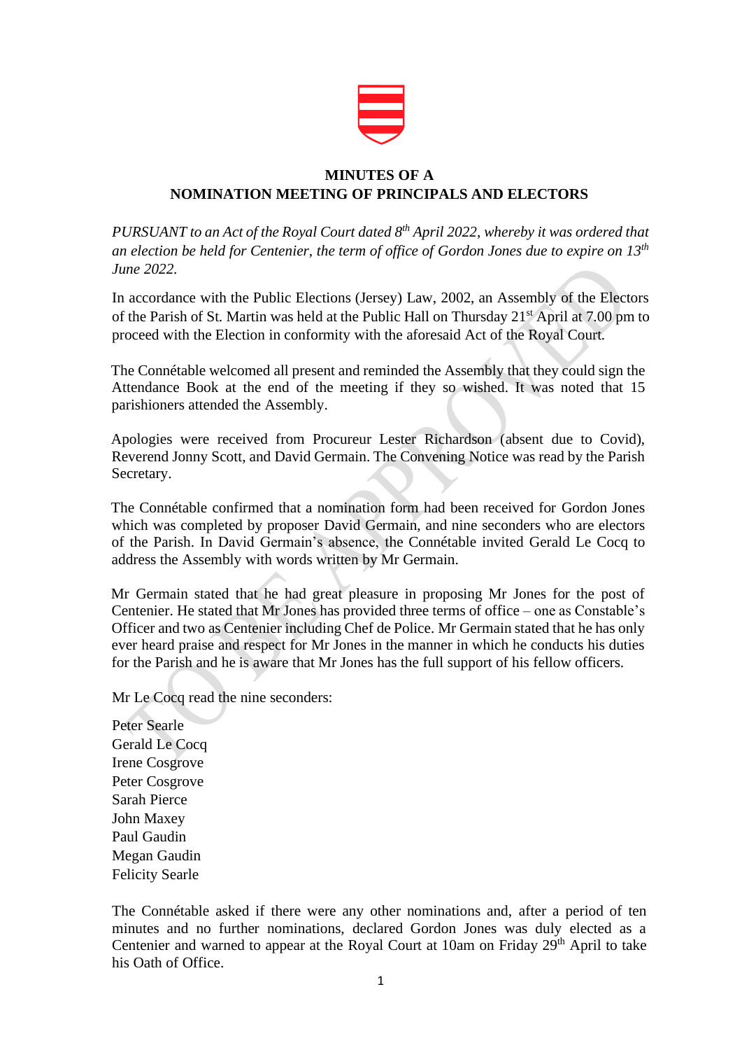**MINUTES OF A**
**NOMINATION MEETING OF PRINCIPALS AND ELECTORS**

*PURSUANT to an Act of the Royal Court dated 8th April 2022, whereby it was ordered that an election be held for Centenier, the term of office of Gordon Jones due to expire on 13th June 2022.*

In accordance with the Public Elections (Jersey) Law, 2002, an Assembly of the Electors of the Parish of St. Martin was held at the Public Hall on Thursday 21st April at 7.00 pm to proceed with the Election in conformity with the aforesaid Act of the Royal Court.

The Connétable welcomed all present and reminded the Assembly that they could sign the Attendance Book at the end of the meeting if they so wished. It was noted that 15 parishioners attended the Assembly.

Apologies were received from Procureur Lester Richardson (absent due to Covid), Reverend Jonny Scott, and David Germain. The Convening Notice was read by the Parish Secretary.

The Connétable confirmed that a nomination form had been received for Gordon Jones which was completed by proposer David Germain, and nine seconders who are electors of the Parish. In David Germain's absence, the Connétable invited Gerald Le Cocq to address the Assembly with words written by Mr Germain.

Mr Germain stated that he had great pleasure in proposing Mr Jones for the post of Centenier. He stated that Mr Jones has provided three terms of office – one as Constable's Officer and two as Centenier including Chef de Police. Mr Germain stated that he has only ever heard praise and respect for Mr Jones in the manner in which he conducts his duties for the Parish and he is aware that Mr Jones has the full support of his fellow officers.

Mr Le Cocq read the nine seconders:

Peter Searle
Gerald Le Cocq
Irene Cosgrove
Peter Cosgrove
Sarah Pierce
John Maxey
Paul Gaudin
Megan Gaudin
Felicity Searle

The Connétable asked if there were any other nominations and, after a period of ten minutes and no further nominations, declared Gordon Jones was duly elected as a Centenier and warned to appear at the Royal Court at 10am on Friday 29th April to take his Oath of Office.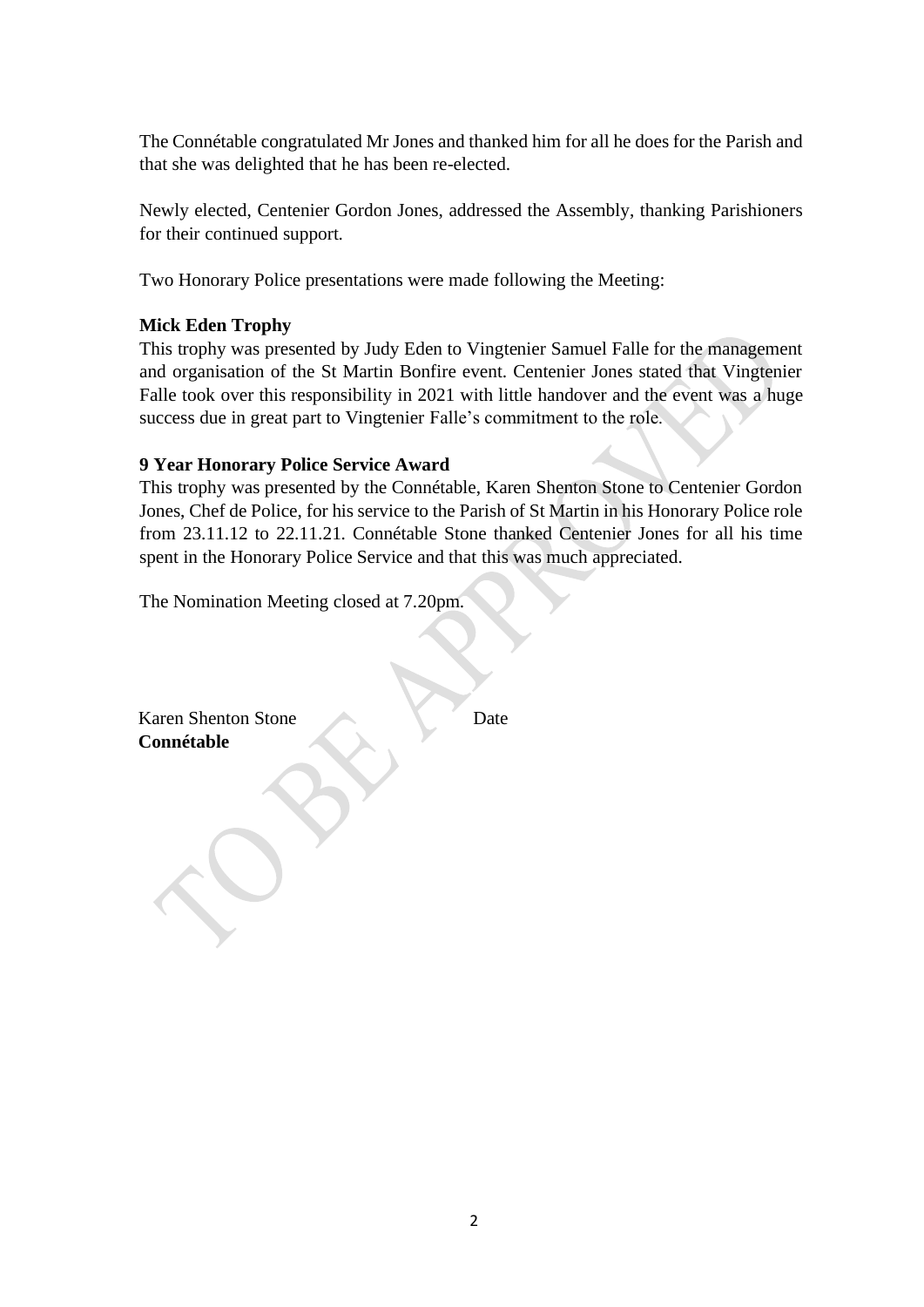The Connétable congratulated Mr Jones and thanked him for all he does for the Parish and that she was delighted that he has been re-elected.

Newly elected, Centenier Gordon Jones, addressed the Assembly, thanking Parishioners for their continued support.

Two Honorary Police presentations were made following the Meeting:

**Mick Eden Trophy**

This trophy was presented by Judy Eden to Vingtenier Samuel Falle for the management and organisation of the St Martin Bonfire event. Centenier Jones stated that Vingtenier Falle took over this responsibility in 2021 with little handover and the event was a huge success due in great part to Vingtenier Falle's commitment to the role.

**9 Year Honorary Police Service Award**

This trophy was presented by the Connétable, Karen Shenton Stone to Centenier Gordon Jones, Chef de Police, for his service to the Parish of St Martin in his Honorary Police role from 23.11.12 to 22.11.21. Connétable Stone thanked Centenier Jones for all his time spent in the Honorary Police Service and that this was much appreciated.

The Nomination Meeting closed at 7.20pm.

Karen Shenton Stone Date
**Connétable**

TO BE APPROVED